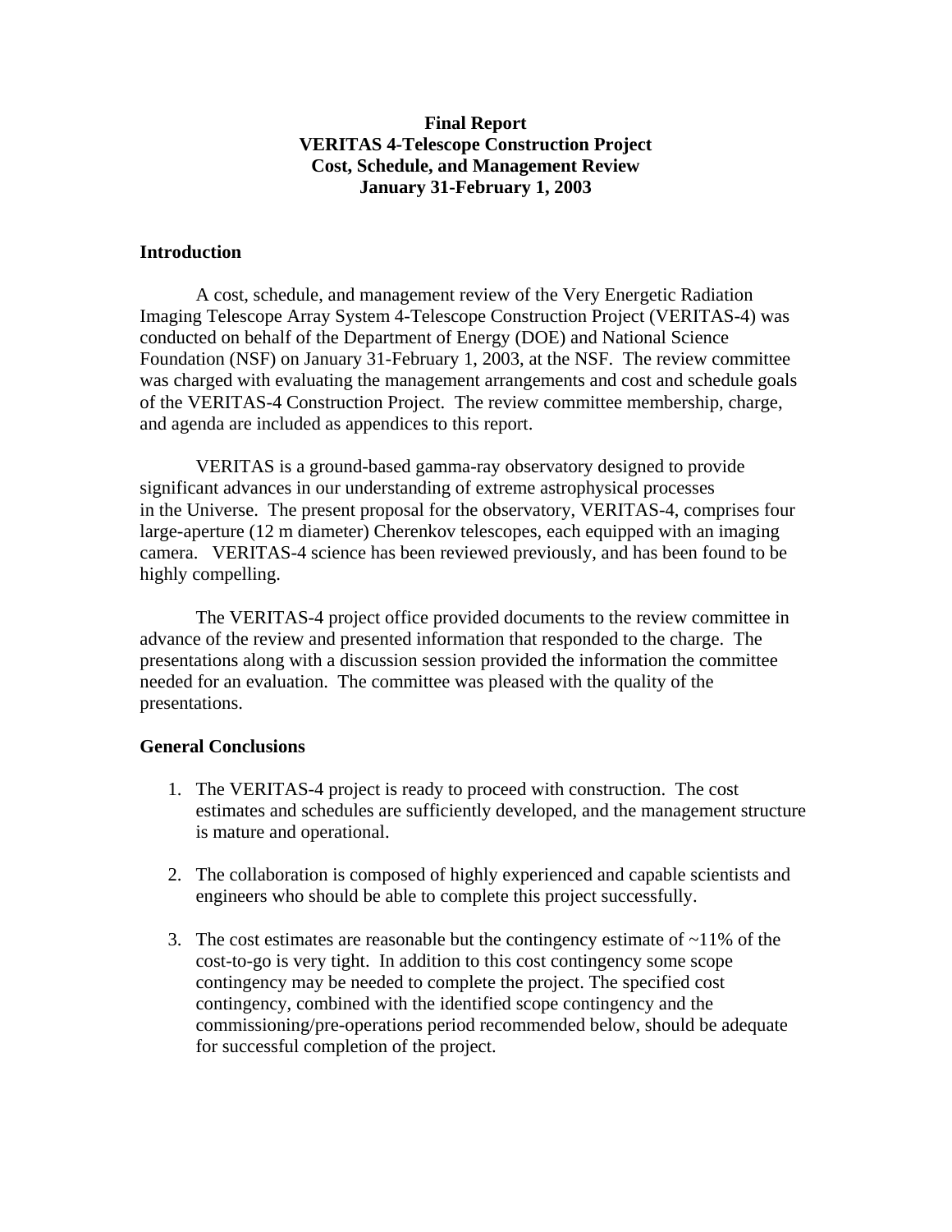**Final Report**
**VERITAS 4-Telescope Construction Project**
**Cost, Schedule, and Management Review**
**January 31-February 1, 2003**

## Introduction

A cost, schedule, and management review of the Very Energetic Radiation Imaging Telescope Array System 4-Telescope Construction Project (VERITAS-4) was conducted on behalf of the Department of Energy (DOE) and National Science Foundation (NSF) on January 31-February 1, 2003, at the NSF. The review committee was charged with evaluating the management arrangements and cost and schedule goals of the VERITAS-4 Construction Project. The review committee membership, charge, and agenda are included as appendices to this report.

VERITAS is a ground-based gamma-ray observatory designed to provide significant advances in our understanding of extreme astrophysical processes in the Universe. The present proposal for the observatory, VERITAS-4, comprises four large-aperture (12 m diameter) Cherenkov telescopes, each equipped with an imaging camera. VERITAS-4 science has been reviewed previously, and has been found to be highly compelling.

The VERITAS-4 project office provided documents to the review committee in advance of the review and presented information that responded to the charge. The presentations along with a discussion session provided the information the committee needed for an evaluation. The committee was pleased with the quality of the presentations.

## General Conclusions

1. The VERITAS-4 project is ready to proceed with construction. The cost estimates and schedules are sufficiently developed, and the management structure is mature and operational.

2. The collaboration is composed of highly experienced and capable scientists and engineers who should be able to complete this project successfully.

3. The cost estimates are reasonable but the contingency estimate of ~11% of the cost-to-go is very tight. In addition to this cost contingency some scope contingency may be needed to complete the project. The specified cost contingency, combined with the identified scope contingency and the commissioning/pre-operations period recommended below, should be adequate for successful completion of the project.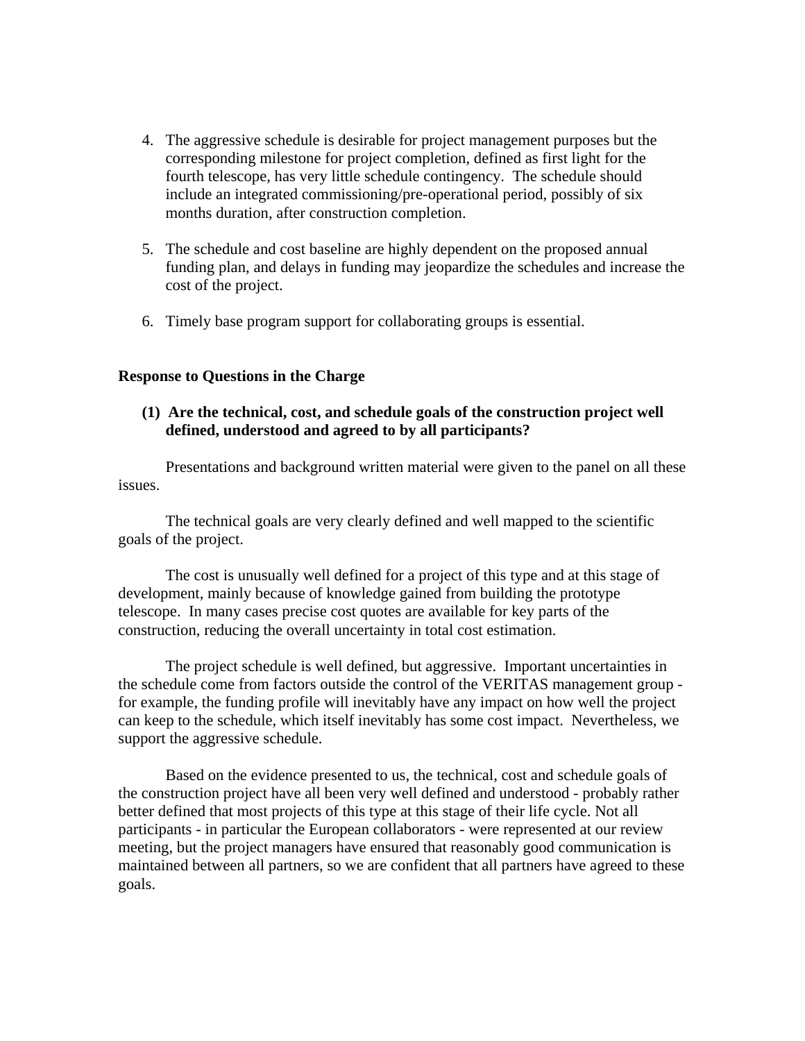4. The aggressive schedule is desirable for project management purposes but the corresponding milestone for project completion, defined as first light for the fourth telescope, has very little schedule contingency. The schedule should include an integrated commissioning/pre-operational period, possibly of six months duration, after construction completion.

5. The schedule and cost baseline are highly dependent on the proposed annual funding plan, and delays in funding may jeopardize the schedules and increase the cost of the project.

6. Timely base program support for collaborating groups is essential.

**Response to Questions in the Charge**

**(1) Are the technical, cost, and schedule goals of the construction project well defined, understood and agreed to by all participants?**

Presentations and background written material were given to the panel on all these issues.

The technical goals are very clearly defined and well mapped to the scientific goals of the project.

The cost is unusually well defined for a project of this type and at this stage of development, mainly because of knowledge gained from building the prototype telescope. In many cases precise cost quotes are available for key parts of the construction, reducing the overall uncertainty in total cost estimation.

The project schedule is well defined, but aggressive. Important uncertainties in the schedule come from factors outside the control of the VERITAS management group - for example, the funding profile will inevitably have any impact on how well the project can keep to the schedule, which itself inevitably has some cost impact. Nevertheless, we support the aggressive schedule.

Based on the evidence presented to us, the technical, cost and schedule goals of the construction project have all been very well defined and understood - probably rather better defined that most projects of this type at this stage of their life cycle. Not all participants - in particular the European collaborators - were represented at our review meeting, but the project managers have ensured that reasonably good communication is maintained between all partners, so we are confident that all partners have agreed to these goals.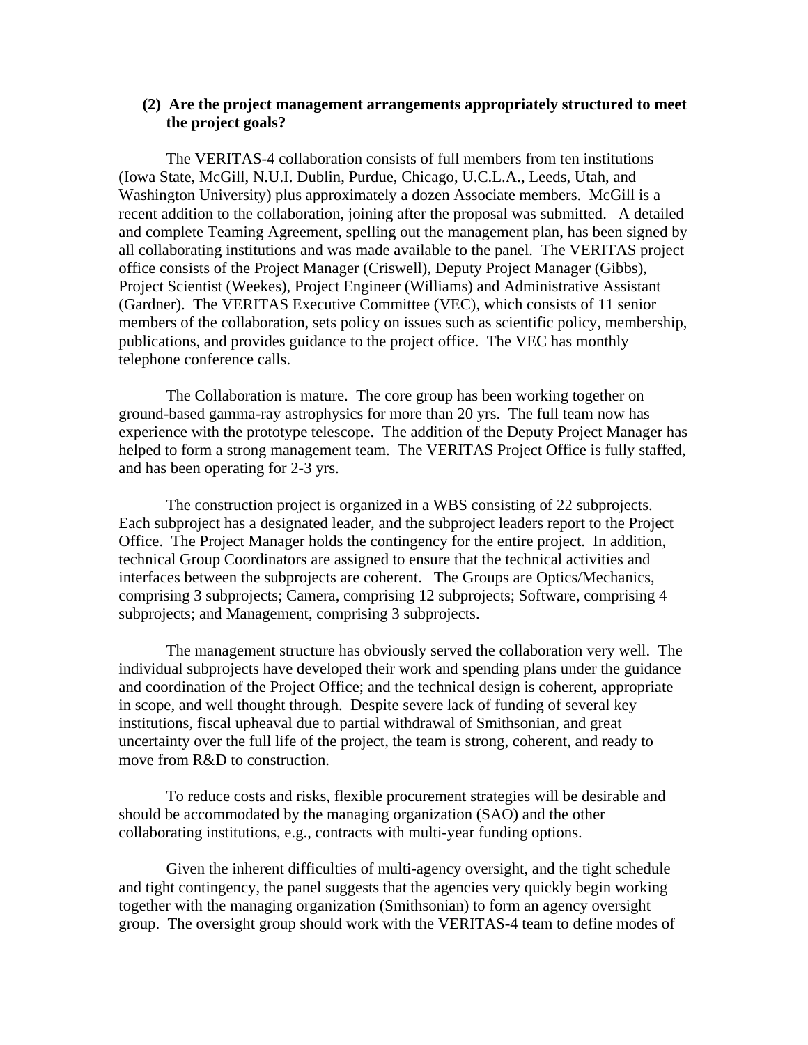**(2) Are the project management arrangements appropriately structured to meet the project goals?**

The VERITAS-4 collaboration consists of full members from ten institutions (Iowa State, McGill, N.U.I. Dublin, Purdue, Chicago, U.C.L.A., Leeds, Utah, and Washington University) plus approximately a dozen Associate members. McGill is a recent addition to the collaboration, joining after the proposal was submitted. A detailed and complete Teaming Agreement, spelling out the management plan, has been signed by all collaborating institutions and was made available to the panel. The VERITAS project office consists of the Project Manager (Criswell), Deputy Project Manager (Gibbs), Project Scientist (Weekes), Project Engineer (Williams) and Administrative Assistant (Gardner). The VERITAS Executive Committee (VEC), which consists of 11 senior members of the collaboration, sets policy on issues such as scientific policy, membership, publications, and provides guidance to the project office. The VEC has monthly telephone conference calls.

The Collaboration is mature. The core group has been working together on ground-based gamma-ray astrophysics for more than 20 yrs. The full team now has experience with the prototype telescope. The addition of the Deputy Project Manager has helped to form a strong management team. The VERITAS Project Office is fully staffed, and has been operating for 2-3 yrs.

The construction project is organized in a WBS consisting of 22 subprojects. Each subproject has a designated leader, and the subproject leaders report to the Project Office. The Project Manager holds the contingency for the entire project. In addition, technical Group Coordinators are assigned to ensure that the technical activities and interfaces between the subprojects are coherent. The Groups are Optics/Mechanics, comprising 3 subprojects; Camera, comprising 12 subprojects; Software, comprising 4 subprojects; and Management, comprising 3 subprojects.

The management structure has obviously served the collaboration very well. The individual subprojects have developed their work and spending plans under the guidance and coordination of the Project Office; and the technical design is coherent, appropriate in scope, and well thought through. Despite severe lack of funding of several key institutions, fiscal upheaval due to partial withdrawal of Smithsonian, and great uncertainty over the full life of the project, the team is strong, coherent, and ready to move from R&D to construction.

To reduce costs and risks, flexible procurement strategies will be desirable and should be accommodated by the managing organization (SAO) and the other collaborating institutions, e.g., contracts with multi-year funding options.

Given the inherent difficulties of multi-agency oversight, and the tight schedule and tight contingency, the panel suggests that the agencies very quickly begin working together with the managing organization (Smithsonian) to form an agency oversight group. The oversight group should work with the VERITAS-4 team to define modes of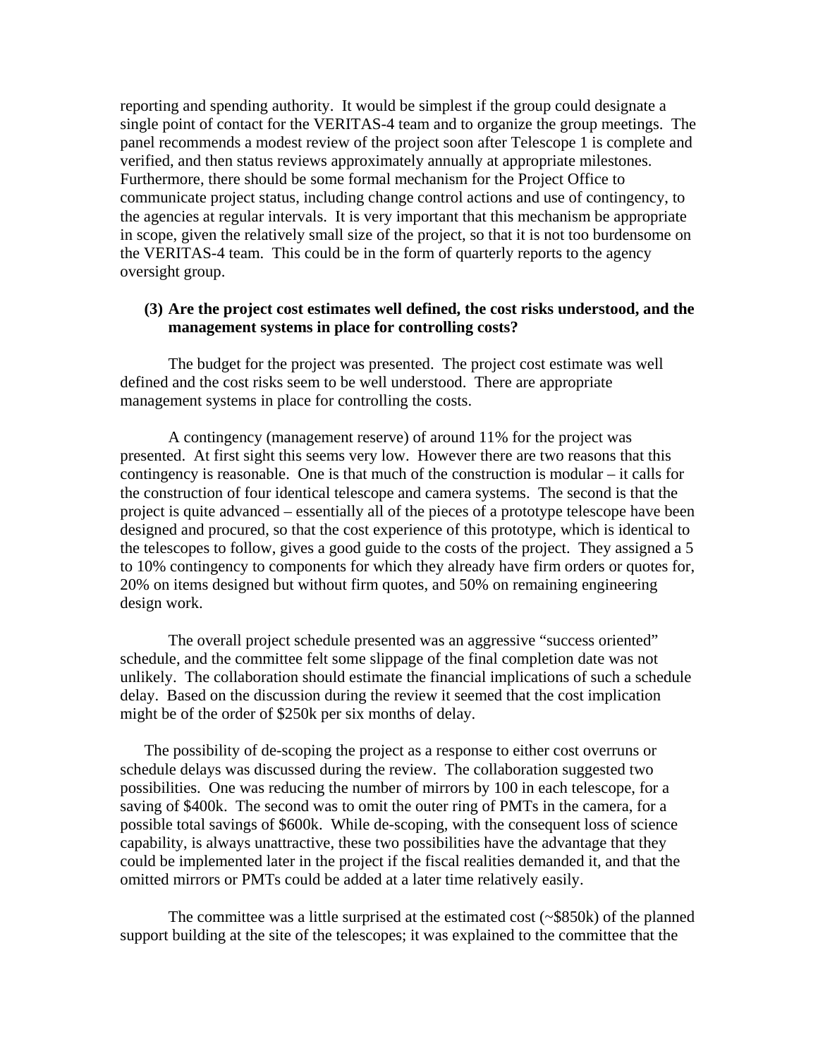reporting and spending authority. It would be simplest if the group could designate a single point of contact for the VERITAS-4 team and to organize the group meetings. The panel recommends a modest review of the project soon after Telescope 1 is complete and verified, and then status reviews approximately annually at appropriate milestones. Furthermore, there should be some formal mechanism for the Project Office to communicate project status, including change control actions and use of contingency, to the agencies at regular intervals. It is very important that this mechanism be appropriate in scope, given the relatively small size of the project, so that it is not too burdensome on the VERITAS-4 team. This could be in the form of quarterly reports to the agency oversight group.

**(3) Are the project cost estimates well defined, the cost risks understood, and the management systems in place for controlling costs?**

The budget for the project was presented. The project cost estimate was well defined and the cost risks seem to be well understood. There are appropriate management systems in place for controlling the costs.

A contingency (management reserve) of around 11% for the project was presented. At first sight this seems very low. However there are two reasons that this contingency is reasonable. One is that much of the construction is modular – it calls for the construction of four identical telescope and camera systems. The second is that the project is quite advanced – essentially all of the pieces of a prototype telescope have been designed and procured, so that the cost experience of this prototype, which is identical to the telescopes to follow, gives a good guide to the costs of the project. They assigned a 5 to 10% contingency to components for which they already have firm orders or quotes for, 20% on items designed but without firm quotes, and 50% on remaining engineering design work.

The overall project schedule presented was an aggressive "success oriented" schedule, and the committee felt some slippage of the final completion date was not unlikely. The collaboration should estimate the financial implications of such a schedule delay. Based on the discussion during the review it seemed that the cost implication might be of the order of $250k per six months of delay.

The possibility of de-scoping the project as a response to either cost overruns or schedule delays was discussed during the review. The collaboration suggested two possibilities. One was reducing the number of mirrors by 100 in each telescope, for a saving of $400k. The second was to omit the outer ring of PMTs in the camera, for a possible total savings of $600k. While de-scoping, with the consequent loss of science capability, is always unattractive, these two possibilities have the advantage that they could be implemented later in the project if the fiscal realities demanded it, and that the omitted mirrors or PMTs could be added at a later time relatively easily.

The committee was a little surprised at the estimated cost (~$850k) of the planned support building at the site of the telescopes; it was explained to the committee that the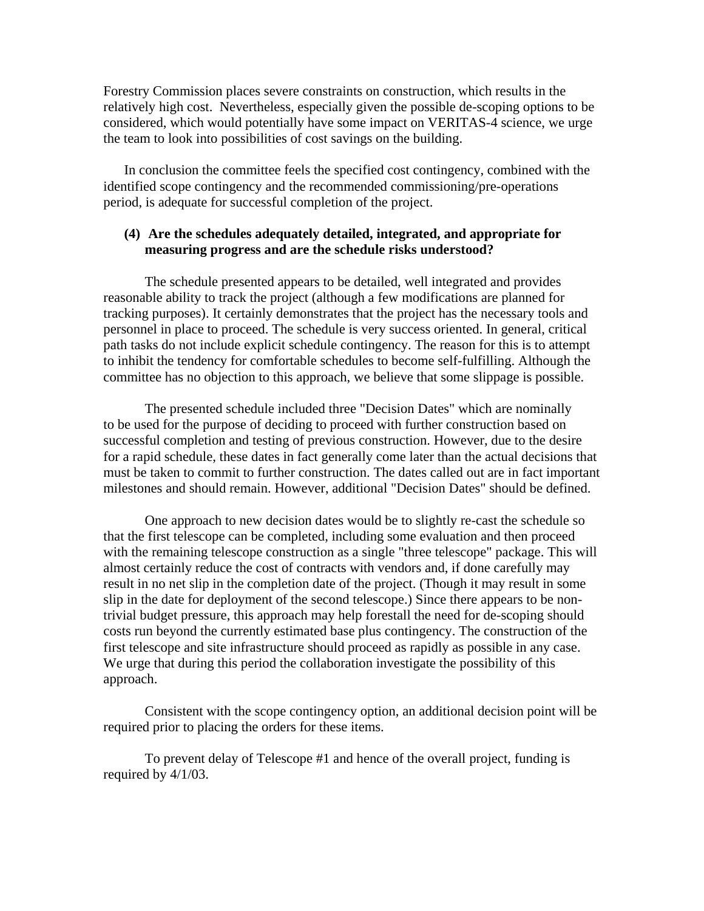Forestry Commission places severe constraints on construction, which results in the relatively high cost. Nevertheless, especially given the possible de-scoping options to be considered, which would potentially have some impact on VERITAS-4 science, we urge the team to look into possibilities of cost savings on the building.

In conclusion the committee feels the specified cost contingency, combined with the identified scope contingency and the recommended commissioning/pre-operations period, is adequate for successful completion of the project.

**(4) Are the schedules adequately detailed, integrated, and appropriate for measuring progress and are the schedule risks understood?**

The schedule presented appears to be detailed, well integrated and provides reasonable ability to track the project (although a few modifications are planned for tracking purposes). It certainly demonstrates that the project has the necessary tools and personnel in place to proceed. The schedule is very success oriented. In general, critical path tasks do not include explicit schedule contingency. The reason for this is to attempt to inhibit the tendency for comfortable schedules to become self-fulfilling. Although the committee has no objection to this approach, we believe that some slippage is possible.

The presented schedule included three "Decision Dates" which are nominally to be used for the purpose of deciding to proceed with further construction based on successful completion and testing of previous construction. However, due to the desire for a rapid schedule, these dates in fact generally come later than the actual decisions that must be taken to commit to further construction. The dates called out are in fact important milestones and should remain. However, additional "Decision Dates" should be defined.

One approach to new decision dates would be to slightly re-cast the schedule so that the first telescope can be completed, including some evaluation and then proceed with the remaining telescope construction as a single "three telescope" package. This will almost certainly reduce the cost of contracts with vendors and, if done carefully may result in no net slip in the completion date of the project. (Though it may result in some slip in the date for deployment of the second telescope.) Since there appears to be non-trivial budget pressure, this approach may help forestall the need for de-scoping should costs run beyond the currently estimated base plus contingency. The construction of the first telescope and site infrastructure should proceed as rapidly as possible in any case. We urge that during this period the collaboration investigate the possibility of this approach.

Consistent with the scope contingency option, an additional decision point will be required prior to placing the orders for these items.

To prevent delay of Telescope #1 and hence of the overall project, funding is required by 4/1/03.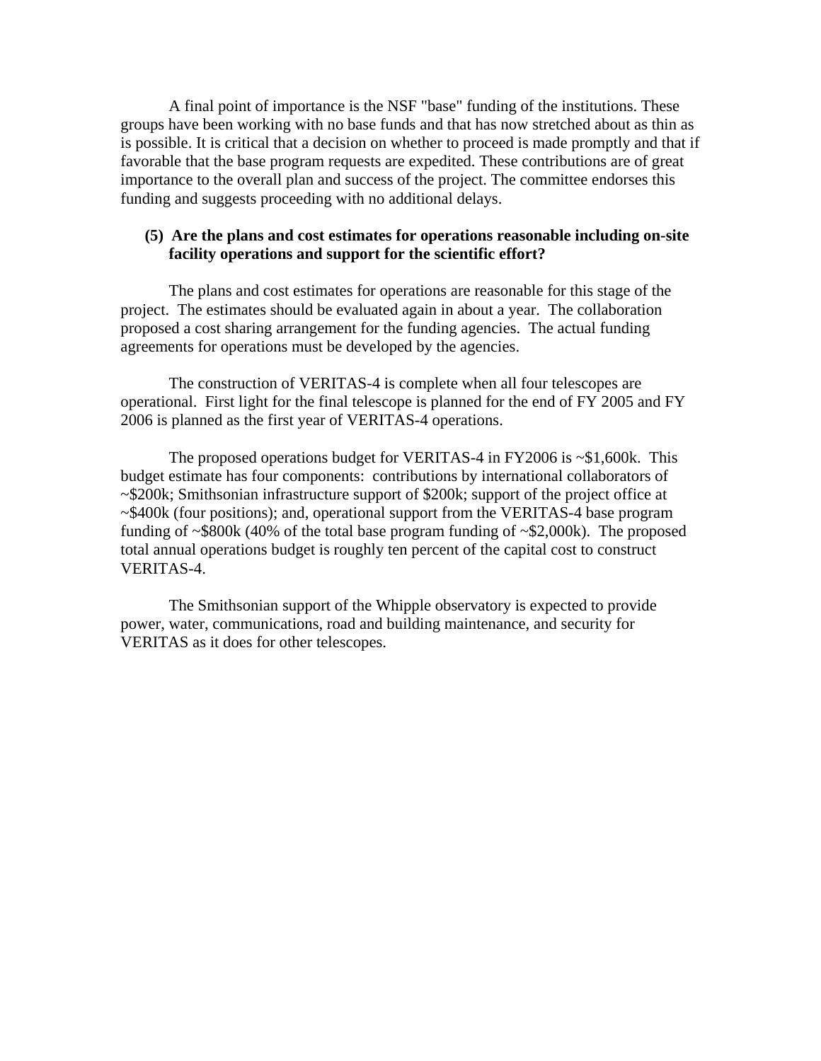A final point of importance is the NSF "base" funding of the institutions. These groups have been working with no base funds and that has now stretched about as thin as is possible. It is critical that a decision on whether to proceed is made promptly and that if favorable that the base program requests are expedited. These contributions are of great importance to the overall plan and success of the project. The committee endorses this funding and suggests proceeding with no additional delays.

**(5) Are the plans and cost estimates for operations reasonable including on-site facility operations and support for the scientific effort?**

The plans and cost estimates for operations are reasonable for this stage of the project. The estimates should be evaluated again in about a year. The collaboration proposed a cost sharing arrangement for the funding agencies. The actual funding agreements for operations must be developed by the agencies.

The construction of VERITAS-4 is complete when all four telescopes are operational. First light for the final telescope is planned for the end of FY 2005 and FY 2006 is planned as the first year of VERITAS-4 operations.

The proposed operations budget for VERITAS-4 in FY2006 is ~$1,600k. This budget estimate has four components: contributions by international collaborators of ~$200k; Smithsonian infrastructure support of $200k; support of the project office at ~$400k (four positions); and, operational support from the VERITAS-4 base program funding of ~$800k (40% of the total base program funding of ~$2,000k). The proposed total annual operations budget is roughly ten percent of the capital cost to construct VERITAS-4.

The Smithsonian support of the Whipple observatory is expected to provide power, water, communications, road and building maintenance, and security for VERITAS as it does for other telescopes.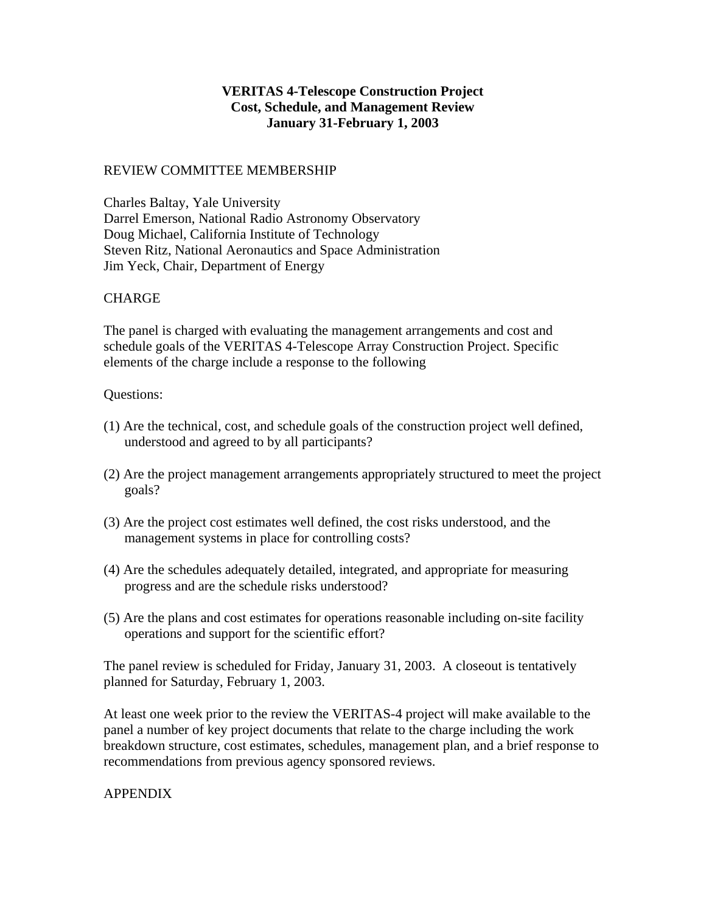**VERITAS 4-Telescope Construction Project**
**Cost, Schedule, and Management Review**
**January 31-February 1, 2003**

REVIEW COMMITTEE MEMBERSHIP

Charles Baltay, Yale University
Darrel Emerson, National Radio Astronomy Observatory
Doug Michael, California Institute of Technology
Steven Ritz, National Aeronautics and Space Administration
Jim Yeck, Chair, Department of Energy

CHARGE

The panel is charged with evaluating the management arrangements and cost and schedule goals of the VERITAS 4-Telescope Array Construction Project. Specific elements of the charge include a response to the following

Questions:

(1) Are the technical, cost, and schedule goals of the construction project well defined, understood and agreed to by all participants?

(2) Are the project management arrangements appropriately structured to meet the project goals?

(3) Are the project cost estimates well defined, the cost risks understood, and the management systems in place for controlling costs?

(4) Are the schedules adequately detailed, integrated, and appropriate for measuring progress and are the schedule risks understood?

(5) Are the plans and cost estimates for operations reasonable including on-site facility operations and support for the scientific effort?

The panel review is scheduled for Friday, January 31, 2003. A closeout is tentatively planned for Saturday, February 1, 2003.

At least one week prior to the review the VERITAS-4 project will make available to the panel a number of key project documents that relate to the charge including the work breakdown structure, cost estimates, schedules, management plan, and a brief response to recommendations from previous agency sponsored reviews.

APPENDIX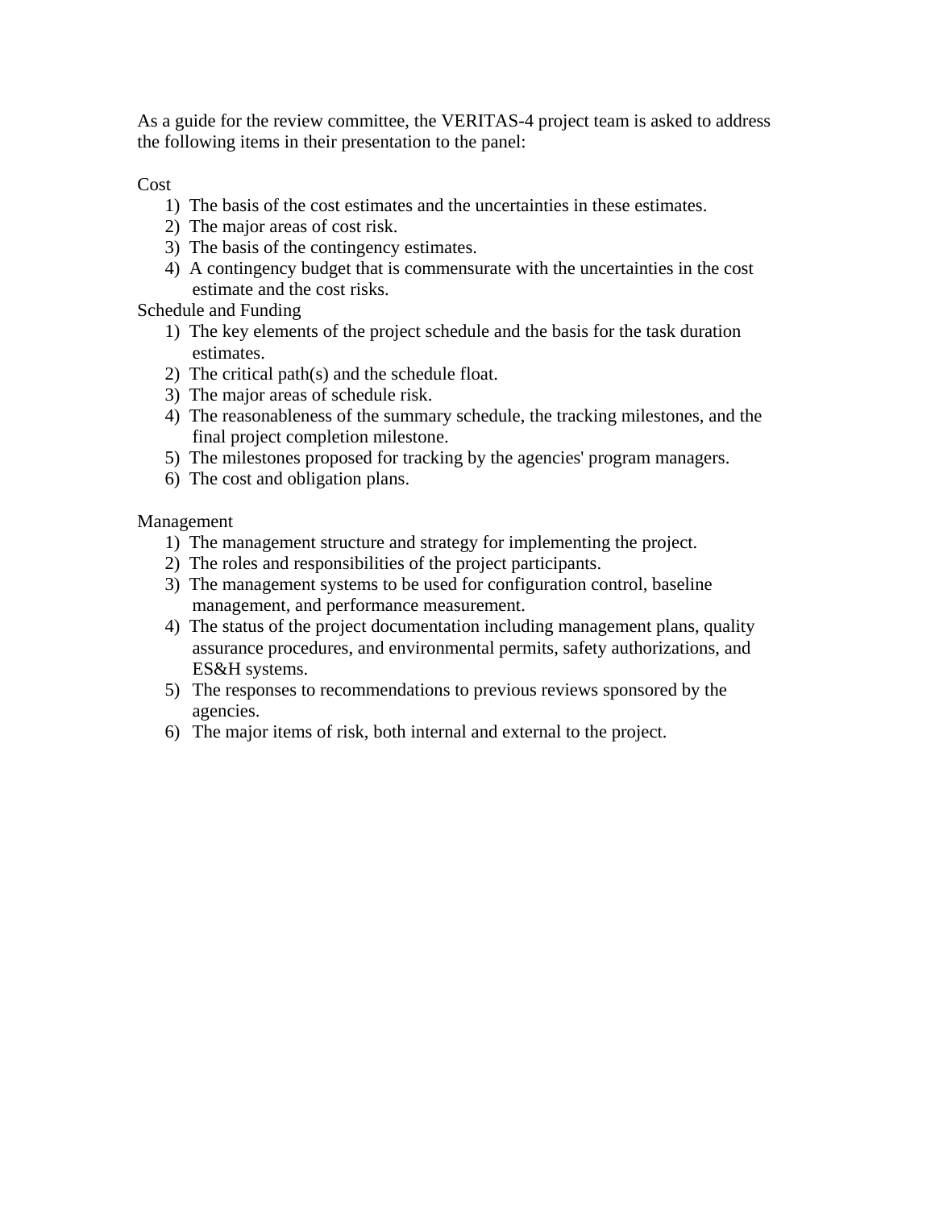As a guide for the review committee, the VERITAS-4 project team is asked to address the following items in their presentation to the panel:

Cost

1) The basis of the cost estimates and the uncertainties in these estimates.
2) The major areas of cost risk.
3) The basis of the contingency estimates.
4) A contingency budget that is commensurate with the uncertainties in the cost estimate and the cost risks.

Schedule and Funding

1) The key elements of the project schedule and the basis for the task duration estimates.
2) The critical path(s) and the schedule float.
3) The major areas of schedule risk.
4) The reasonableness of the summary schedule, the tracking milestones, and the final project completion milestone.
5) The milestones proposed for tracking by the agencies' program managers.
6) The cost and obligation plans.

Management

1) The management structure and strategy for implementing the project.
2) The roles and responsibilities of the project participants.
3) The management systems to be used for configuration control, baseline management, and performance measurement.
4) The status of the project documentation including management plans, quality assurance procedures, and environmental permits, safety authorizations, and ES&H systems.
5) The responses to recommendations to previous reviews sponsored by the agencies.
6) The major items of risk, both internal and external to the project.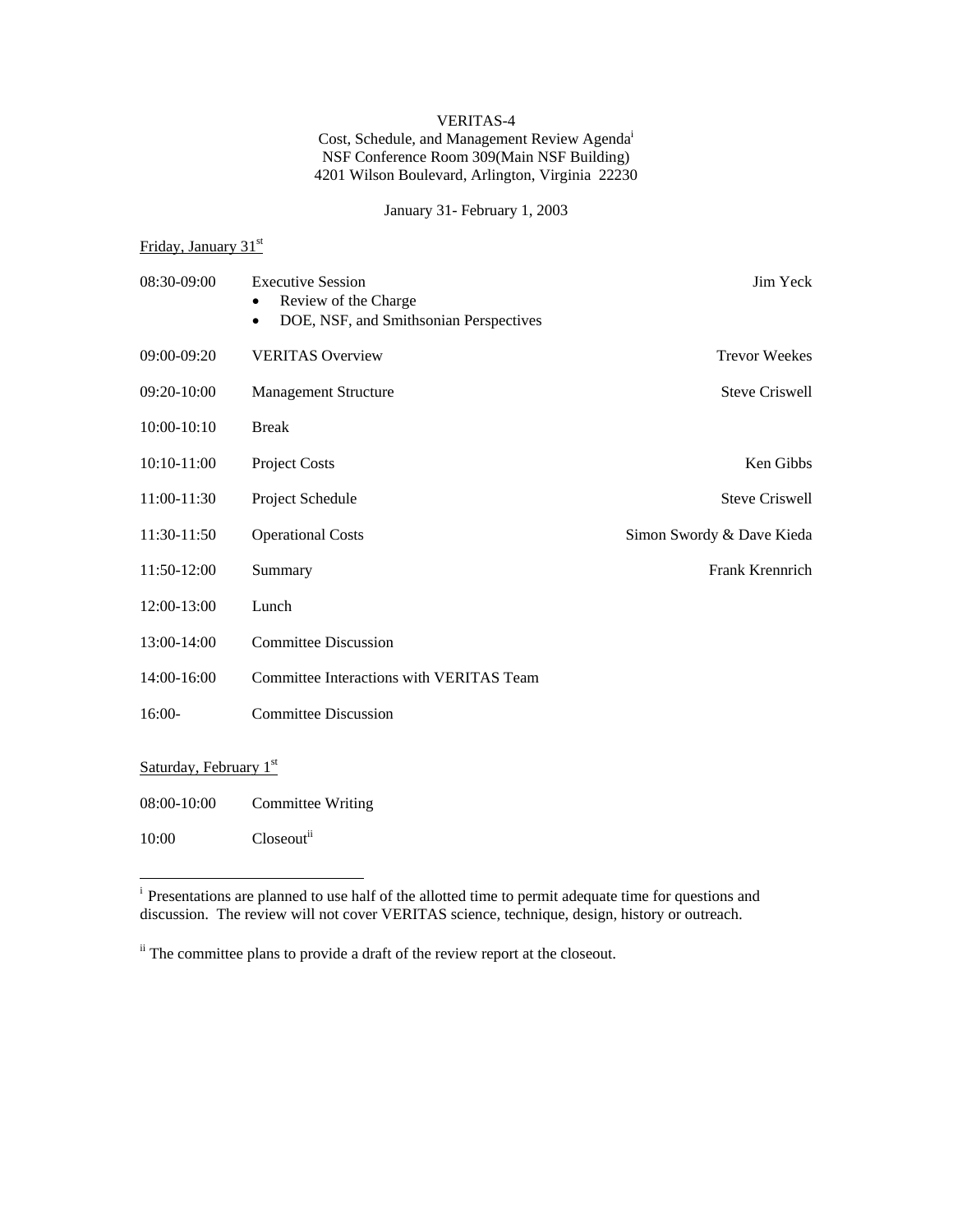# VERITAS-4

Cost, Schedule, and Management Review Agenda[i]
NSF Conference Room 309(Main NSF Building)
4201 Wilson Boulevard, Arlington, Virginia 22230

January 31- February 1, 2003

## Friday, January 31st

| | | |
|---|---|---|
| 08:30-09:00 | Executive Session<br>• Review of the Charge<br>• DOE, NSF, and Smithsonian Perspectives | Jim Yeck |
| 09:00-09:20 | VERITAS Overview | Trevor Weekes |
| 09:20-10:00 | Management Structure | Steve Criswell |
| 10:00-10:10 | Break | |
| 10:10-11:00 | Project Costs | Ken Gibbs |
| 11:00-11:30 | Project Schedule | Steve Criswell |
| 11:30-11:50 | Operational Costs | Simon Swordy & Dave Kieda |
| 11:50-12:00 | Summary | Frank Krennrich |
| 12:00-13:00 | Lunch | |
| 13:00-14:00 | Committee Discussion | |
| 14:00-16:00 | Committee Interactions with VERITAS Team | |
| 16:00- | Committee Discussion | |

## Saturday, February 1st

| | |
|---|---|
| 08:00-10:00 | Committee Writing |
| 10:00 | Closeout[ii] |

---

[i] Presentations are planned to use half of the allotted time to permit adequate time for questions and discussion. The review will not cover VERITAS science, technique, design, history or outreach.

[ii] The committee plans to provide a draft of the review report at the closeout.